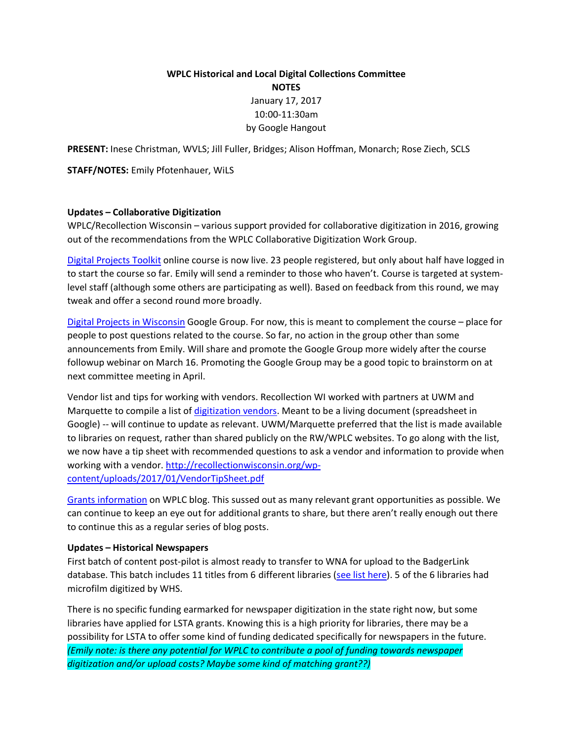**WPLC Historical and Local Digital Collections Committee**
**NOTES**
January 17, 2017
10:00-11:30am
by Google Hangout

**PRESENT:** Inese Christman, WVLS; Jill Fuller, Bridges; Alison Hoffman, Monarch; Rose Ziech, SCLS

**STAFF/NOTES:** Emily Pfotenhauer, WiLS

**Updates – Collaborative Digitization**

WPLC/Recollection Wisconsin – various support provided for collaborative digitization in 2016, growing out of the recommendations from the WPLC Collaborative Digitization Work Group.

Digital Projects Toolkit online course is now live. 23 people registered, but only about half have logged in to start the course so far. Emily will send a reminder to those who haven't. Course is targeted at system-level staff (although some others are participating as well). Based on feedback from this round, we may tweak and offer a second round more broadly.

Digital Projects in Wisconsin Google Group. For now, this is meant to complement the course – place for people to post questions related to the course. So far, no action in the group other than some announcements from Emily. Will share and promote the Google Group more widely after the course followup webinar on March 16. Promoting the Google Group may be a good topic to brainstorm on at next committee meeting in April.

Vendor list and tips for working with vendors. Recollection WI worked with partners at UWM and Marquette to compile a list of digitization vendors. Meant to be a living document (spreadsheet in Google) -- will continue to update as relevant. UWM/Marquette preferred that the list is made available to libraries on request, rather than shared publicly on the RW/WPLC websites. To go along with the list, we now have a tip sheet with recommended questions to ask a vendor and information to provide when working with a vendor. http://recollectionwisconsin.org/wp-content/uploads/2017/01/VendorTipSheet.pdf

Grants information on WPLC blog. This sussed out as many relevant grant opportunities as possible. We can continue to keep an eye out for additional grants to share, but there aren't really enough out there to continue this as a regular series of blog posts.

**Updates – Historical Newspapers**

First batch of content post-pilot is almost ready to transfer to WNA for upload to the BadgerLink database. This batch includes 11 titles from 6 different libraries (see list here). 5 of the 6 libraries had microfilm digitized by WHS.

There is no specific funding earmarked for newspaper digitization in the state right now, but some libraries have applied for LSTA grants. Knowing this is a high priority for libraries, there may be a possibility for LSTA to offer some kind of funding dedicated specifically for newspapers in the future. *(Emily note: is there any potential for WPLC to contribute a pool of funding towards newspaper digitization and/or upload costs? Maybe some kind of matching grant??)*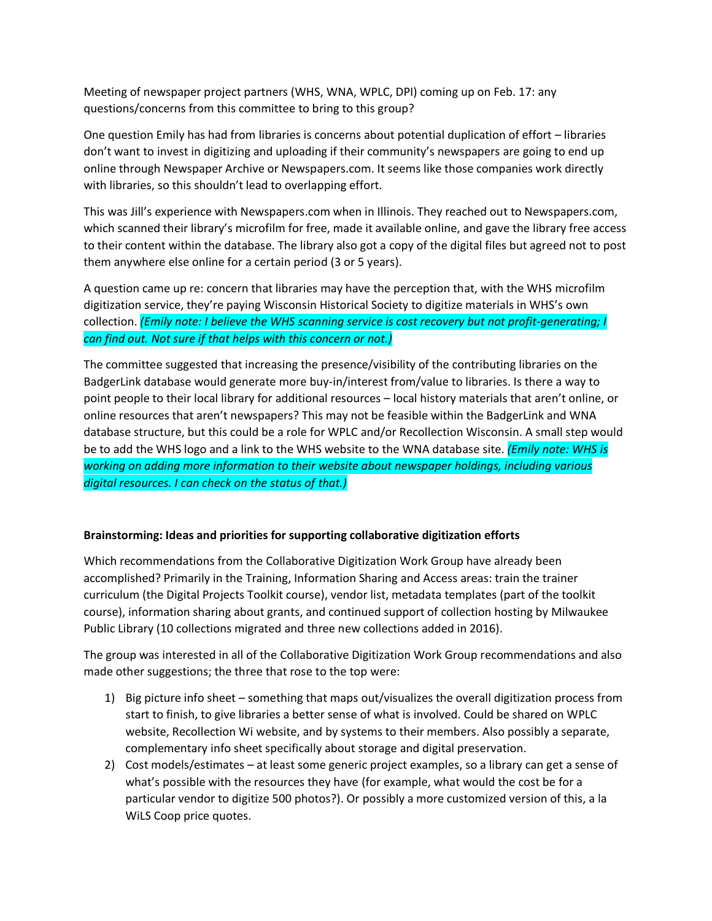Meeting of newspaper project partners (WHS, WNA, WPLC, DPI) coming up on Feb. 17: any questions/concerns from this committee to bring to this group?

One question Emily has had from libraries is concerns about potential duplication of effort – libraries don't want to invest in digitizing and uploading if their community's newspapers are going to end up online through Newspaper Archive or Newspapers.com. It seems like those companies work directly with libraries, so this shouldn't lead to overlapping effort.

This was Jill's experience with Newspapers.com when in Illinois. They reached out to Newspapers.com, which scanned their library's microfilm for free, made it available online, and gave the library free access to their content within the database. The library also got a copy of the digital files but agreed not to post them anywhere else online for a certain period (3 or 5 years).

A question came up re: concern that libraries may have the perception that, with the WHS microfilm digitization service, they're paying Wisconsin Historical Society to digitize materials in WHS's own collection. *(Emily note: I believe the WHS scanning service is cost recovery but not profit-generating; I can find out. Not sure if that helps with this concern or not.)*

The committee suggested that increasing the presence/visibility of the contributing libraries on the BadgerLink database would generate more buy-in/interest from/value to libraries. Is there a way to point people to their local library for additional resources – local history materials that aren't online, or online resources that aren't newspapers? This may not be feasible within the BadgerLink and WNA database structure, but this could be a role for WPLC and/or Recollection Wisconsin. A small step would be to add the WHS logo and a link to the WHS website to the WNA database site. *(Emily note: WHS is working on adding more information to their website about newspaper holdings, including various digital resources. I can check on the status of that.)*

**Brainstorming: Ideas and priorities for supporting collaborative digitization efforts**

Which recommendations from the Collaborative Digitization Work Group have already been accomplished? Primarily in the Training, Information Sharing and Access areas: train the trainer curriculum (the Digital Projects Toolkit course), vendor list, metadata templates (part of the toolkit course), information sharing about grants, and continued support of collection hosting by Milwaukee Public Library (10 collections migrated and three new collections added in 2016).

The group was interested in all of the Collaborative Digitization Work Group recommendations and also made other suggestions; the three that rose to the top were:

1) Big picture info sheet – something that maps out/visualizes the overall digitization process from start to finish, to give libraries a better sense of what is involved. Could be shared on WPLC website, Recollection Wi website, and by systems to their members. Also possibly a separate, complementary info sheet specifically about storage and digital preservation.
2) Cost models/estimates – at least some generic project examples, so a library can get a sense of what's possible with the resources they have (for example, what would the cost be for a particular vendor to digitize 500 photos?). Or possibly a more customized version of this, a la WiLS Coop price quotes.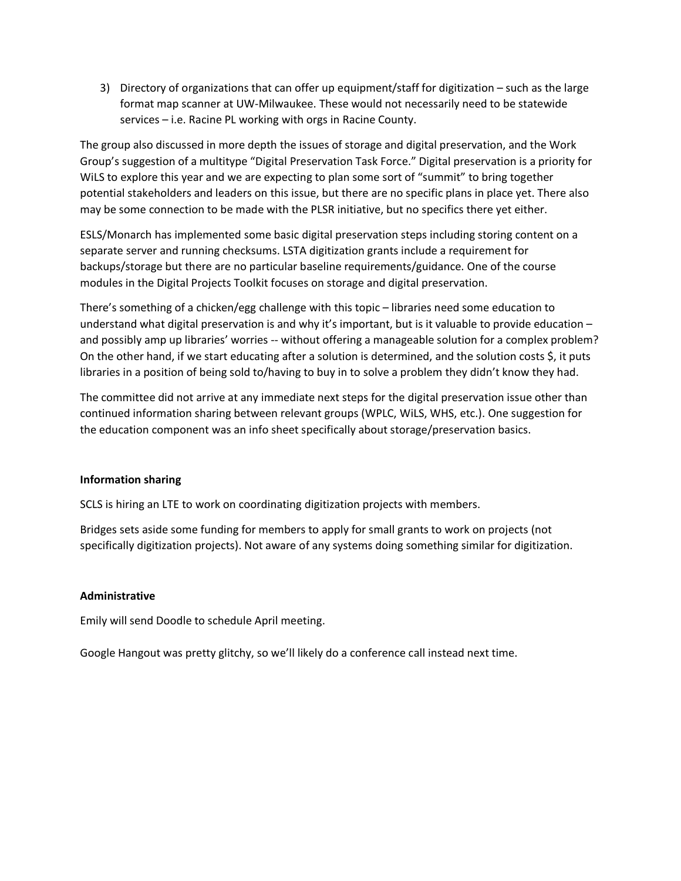3) Directory of organizations that can offer up equipment/staff for digitization – such as the large format map scanner at UW-Milwaukee. These would not necessarily need to be statewide services – i.e. Racine PL working with orgs in Racine County.

The group also discussed in more depth the issues of storage and digital preservation, and the Work Group's suggestion of a multitype "Digital Preservation Task Force." Digital preservation is a priority for WiLS to explore this year and we are expecting to plan some sort of "summit" to bring together potential stakeholders and leaders on this issue, but there are no specific plans in place yet. There also may be some connection to be made with the PLSR initiative, but no specifics there yet either.

ESLS/Monarch has implemented some basic digital preservation steps including storing content on a separate server and running checksums. LSTA digitization grants include a requirement for backups/storage but there are no particular baseline requirements/guidance. One of the course modules in the Digital Projects Toolkit focuses on storage and digital preservation.

There's something of a chicken/egg challenge with this topic – libraries need some education to understand what digital preservation is and why it's important, but is it valuable to provide education – and possibly amp up libraries' worries -- without offering a manageable solution for a complex problem? On the other hand, if we start educating after a solution is determined, and the solution costs $, it puts libraries in a position of being sold to/having to buy in to solve a problem they didn't know they had.

The committee did not arrive at any immediate next steps for the digital preservation issue other than continued information sharing between relevant groups (WPLC, WiLS, WHS, etc.). One suggestion for the education component was an info sheet specifically about storage/preservation basics.

**Information sharing**

SCLS is hiring an LTE to work on coordinating digitization projects with members.

Bridges sets aside some funding for members to apply for small grants to work on projects (not specifically digitization projects). Not aware of any systems doing something similar for digitization.

**Administrative**

Emily will send Doodle to schedule April meeting.

Google Hangout was pretty glitchy, so we'll likely do a conference call instead next time.